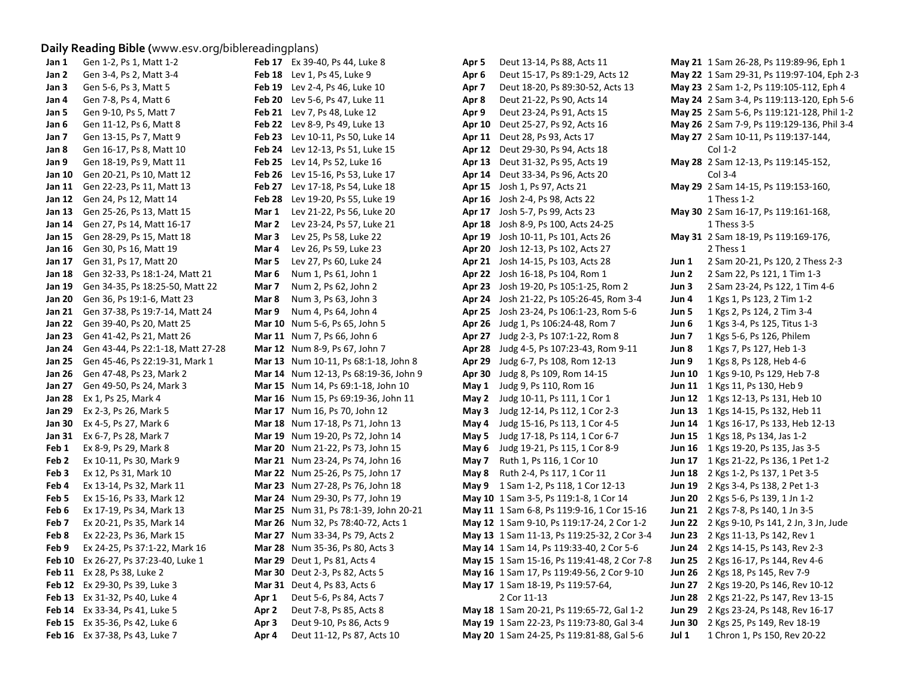**Daily Reading Bible** (www.esv.org/biblereadingplans)

**Jan 1** Gen 1-2, Ps 1, Matt 1-2
**Jan 2** Gen 3-4, Ps 2, Matt 3-4
**Jan 3** Gen 5-6, Ps 3, Matt 5
**Jan 4** Gen 7-8, Ps 4, Matt 6
**Jan 5** Gen 9-10, Ps 5, Matt 7
**Jan 6** Gen 11-12, Ps 6, Matt 8
**Jan 7** Gen 13-15, Ps 7, Matt 9
**Jan 8** Gen 16-17, Ps 8, Matt 10
**Jan 9** Gen 18-19, Ps 9, Matt 11
**Jan 10** Gen 20-21, Ps 10, Matt 12
**Jan 11** Gen 22-23, Ps 11, Matt 13
**Jan 12** Gen 24, Ps 12, Matt 14
**Jan 13** Gen 25-26, Ps 13, Matt 15
**Jan 14** Gen 27, Ps 14, Matt 16-17
**Jan 15** Gen 28-29, Ps 15, Matt 18
**Jan 16** Gen 30, Ps 16, Matt 19
**Jan 17** Gen 31, Ps 17, Matt 20
**Jan 18** Gen 32-33, Ps 18:1-24, Matt 21
**Jan 19** Gen 34-35, Ps 18:25-50, Matt 22
**Jan 20** Gen 36, Ps 19:1-6, Matt 23
**Jan 21** Gen 37-38, Ps 19:7-14, Matt 24
**Jan 22** Gen 39-40, Ps 20, Matt 25
**Jan 23** Gen 41-42, Ps 21, Matt 26
**Jan 24** Gen 43-44, Ps 22:1-18, Matt 27-28
**Jan 25** Gen 45-46, Ps 22:19-31, Mark 1
**Jan 26** Gen 47-48, Ps 23, Mark 2
**Jan 27** Gen 49-50, Ps 24, Mark 3
**Jan 28** Ex 1, Ps 25, Mark 4
**Jan 29** Ex 2-3, Ps 26, Mark 5
**Jan 30** Ex 4-5, Ps 27, Mark 6
**Jan 31** Ex 6-7, Ps 28, Mark 7
**Feb 1** Ex 8-9, Ps 29, Mark 8
**Feb 2** Ex 10-11, Ps 30, Mark 9
**Feb 3** Ex 12, Ps 31, Mark 10
**Feb 4** Ex 13-14, Ps 32, Mark 11
**Feb 5** Ex 15-16, Ps 33, Mark 12
**Feb 6** Ex 17-19, Ps 34, Mark 13
**Feb 7** Ex 20-21, Ps 35, Mark 14
**Feb 8** Ex 22-23, Ps 36, Mark 15
**Feb 9** Ex 24-25, Ps 37:1-22, Mark 16
**Feb 10** Ex 26-27, Ps 37:23-40, Luke 1
**Feb 11** Ex 28, Ps 38, Luke 2
**Feb 12** Ex 29-30, Ps 39, Luke 3
**Feb 13** Ex 31-32, Ps 40, Luke 4
**Feb 14** Ex 33-34, Ps 41, Luke 5
**Feb 15** Ex 35-36, Ps 42, Luke 6
**Feb 16** Ex 37-38, Ps 43, Luke 7
**Feb 17** Ex 39-40, Ps 44, Luke 8
**Feb 18** Lev 1, Ps 45, Luke 9
**Feb 19** Lev 2-4, Ps 46, Luke 10
**Feb 20** Lev 5-6, Ps 47, Luke 11
**Feb 21** Lev 7, Ps 48, Luke 12
**Feb 22** Lev 8-9, Ps 49, Luke 13
**Feb 23** Lev 10-11, Ps 50, Luke 14
**Feb 24** Lev 12-13, Ps 51, Luke 15
**Feb 25** Lev 14, Ps 52, Luke 16
**Feb 26** Lev 15-16, Ps 53, Luke 17
**Feb 27** Lev 17-18, Ps 54, Luke 18
**Feb 28** Lev 19-20, Ps 55, Luke 19
**Mar 1** Lev 21-22, Ps 56, Luke 20
**Mar 2** Lev 23-24, Ps 57, Luke 21
**Mar 3** Lev 25, Ps 58, Luke 22
**Mar 4** Lev 26, Ps 59, Luke 23
**Mar 5** Lev 27, Ps 60, Luke 24
**Mar 6** Num 1, Ps 61, John 1
**Mar 7** Num 2, Ps 62, John 2
**Mar 8** Num 3, Ps 63, John 3
**Mar 9** Num 4, Ps 64, John 4
**Mar 10** Num 5-6, Ps 65, John 5
**Mar 11** Num 7, Ps 66, John 6
**Mar 12** Num 8-9, Ps 67, John 7
**Mar 13** Num 10-11, Ps 68:1-18, John 8
**Mar 14** Num 12-13, Ps 68:19-36, John 9
**Mar 15** Num 14, Ps 69:1-18, John 10
**Mar 16** Num 15, Ps 69:19-36, John 11
**Mar 17** Num 16, Ps 70, John 12
**Mar 18** Num 17-18, Ps 71, John 13
**Mar 19** Num 19-20, Ps 72, John 14
**Mar 20** Num 21-22, Ps 73, John 15
**Mar 21** Num 23-24, Ps 74, John 16
**Mar 22** Num 25-26, Ps 75, John 17
**Mar 23** Num 27-28, Ps 76, John 18
**Mar 24** Num 29-30, Ps 77, John 19
**Mar 25** Num 31, Ps 78:1-39, John 20-21
**Mar 26** Num 32, Ps 78:40-72, Acts 1
**Mar 27** Num 33-34, Ps 79, Acts 2
**Mar 28** Num 35-36, Ps 80, Acts 3
**Mar 29** Deut 1, Ps 81, Acts 4
**Mar 30** Deut 2-3, Ps 82, Acts 5
**Mar 31** Deut 4, Ps 83, Acts 6
**Apr 1** Deut 5-6, Ps 84, Acts 7
**Apr 2** Deut 7-8, Ps 85, Acts 8
**Apr 3** Deut 9-10, Ps 86, Acts 9
**Apr 4** Deut 11-12, Ps 87, Acts 10
**Apr 5** Deut 13-14, Ps 88, Acts 11
**Apr 6** Deut 15-17, Ps 89:1-29, Acts 12
**Apr 7** Deut 18-20, Ps 89:30-52, Acts 13
**Apr 8** Deut 21-22, Ps 90, Acts 14
**Apr 9** Deut 23-24, Ps 91, Acts 15
**Apr 10** Deut 25-27, Ps 92, Acts 16
**Apr 11** Deut 28, Ps 93, Acts 17
**Apr 12** Deut 29-30, Ps 94, Acts 18
**Apr 13** Deut 31-32, Ps 95, Acts 19
**Apr 14** Deut 33-34, Ps 96, Acts 20
**Apr 15** Josh 1, Ps 97, Acts 21
**Apr 16** Josh 2-4, Ps 98, Acts 22
**Apr 17** Josh 5-7, Ps 99, Acts 23
**Apr 18** Josh 8-9, Ps 100, Acts 24-25
**Apr 19** Josh 10-11, Ps 101, Acts 26
**Apr 20** Josh 12-13, Ps 102, Acts 27
**Apr 21** Josh 14-15, Ps 103, Acts 28
**Apr 22** Josh 16-18, Ps 104, Rom 1
**Apr 23** Josh 19-20, Ps 105:1-25, Rom 2
**Apr 24** Josh 21-22, Ps 105:26-45, Rom 3-4
**Apr 25** Josh 23-24, Ps 106:1-23, Rom 5-6
**Apr 26** Judg 1, Ps 106:24-48, Rom 7
**Apr 27** Judg 2-3, Ps 107:1-22, Rom 8
**Apr 28** Judg 4-5, Ps 107:23-43, Rom 9-11
**Apr 29** Judg 6-7, Ps 108, Rom 12-13
**Apr 30** Judg 8, Ps 109, Rom 14-15
**May 1** Judg 9, Ps 110, Rom 16
**May 2** Judg 10-11, Ps 111, 1 Cor 1
**May 3** Judg 12-14, Ps 112, 1 Cor 2-3
**May 4** Judg 15-16, Ps 113, 1 Cor 4-5
**May 5** Judg 17-18, Ps 114, 1 Cor 6-7
**May 6** Judg 19-21, Ps 115, 1 Cor 8-9
**May 7** Ruth 1, Ps 116, 1 Cor 10
**May 8** Ruth 2-4, Ps 117, 1 Cor 11
**May 9** 1 Sam 1-2, Ps 118, 1 Cor 12-13
**May 10** 1 Sam 3-5, Ps 119:1-8, 1 Cor 14
**May 11** 1 Sam 6-8, Ps 119:9-16, 1 Cor 15-16
**May 12** 1 Sam 9-10, Ps 119:17-24, 2 Cor 1-2
**May 13** 1 Sam 11-13, Ps 119:25-32, 2 Cor 3-4
**May 14** 1 Sam 14, Ps 119:33-40, 2 Cor 5-6
**May 15** 1 Sam 15-16, Ps 119:41-48, 2 Cor 7-8
**May 16** 1 Sam 17, Ps 119:49-56, 2 Cor 9-10
**May 17** 1 Sam 18-19, Ps 119:57-64, 2 Cor 11-13
**May 18** 1 Sam 20-21, Ps 119:65-72, Gal 1-2
**May 19** 1 Sam 22-23, Ps 119:73-80, Gal 3-4
**May 20** 1 Sam 24-25, Ps 119:81-88, Gal 5-6
**May 21** 1 Sam 26-28, Ps 119:89-96, Eph 1
**May 22** 1 Sam 29-31, Ps 119:97-104, Eph 2-3
**May 23** 2 Sam 1-2, Ps 119:105-112, Eph 4
**May 24** 2 Sam 3-4, Ps 119:113-120, Eph 5-6
**May 25** 2 Sam 5-6, Ps 119:121-128, Phil 1-2
**May 26** 2 Sam 7-9, Ps 119:129-136, Phil 3-4
**May 27** 2 Sam 10-11, Ps 119:137-144, Col 1-2
**May 28** 2 Sam 12-13, Ps 119:145-152, Col 3-4
**May 29** 2 Sam 14-15, Ps 119:153-160, 1 Thess 1-2
**May 30** 2 Sam 16-17, Ps 119:161-168, 1 Thess 3-5
**May 31** 2 Sam 18-19, Ps 119:169-176, 2 Thess 1
**Jun 1** 2 Sam 20-21, Ps 120, 2 Thess 2-3
**Jun 2** 2 Sam 22, Ps 121, 1 Tim 1-3
**Jun 3** 2 Sam 23-24, Ps 122, 1 Tim 4-6
**Jun 4** 1 Kgs 1, Ps 123, 2 Tim 1-2
**Jun 5** 1 Kgs 2, Ps 124, 2 Tim 3-4
**Jun 6** 1 Kgs 3-4, Ps 125, Titus 1-3
**Jun 7** 1 Kgs 5-6, Ps 126, Philem
**Jun 8** 1 Kgs 7, Ps 127, Heb 1-3
**Jun 9** 1 Kgs 8, Ps 128, Heb 4-6
**Jun 10** 1 Kgs 9-10, Ps 129, Heb 7-8
**Jun 11** 1 Kgs 11, Ps 130, Heb 9
**Jun 12** 1 Kgs 12-13, Ps 131, Heb 10
**Jun 13** 1 Kgs 14-15, Ps 132, Heb 11
**Jun 14** 1 Kgs 16-17, Ps 133, Heb 12-13
**Jun 15** 1 Kgs 18, Ps 134, Jas 1-2
**Jun 16** 1 Kgs 19-20, Ps 135, Jas 3-5
**Jun 17** 1 Kgs 21-22, Ps 136, 1 Pet 1-2
**Jun 18** 2 Kgs 1-2, Ps 137, 1 Pet 3-5
**Jun 19** 2 Kgs 3-4, Ps 138, 2 Pet 1-3
**Jun 20** 2 Kgs 5-6, Ps 139, 1 Jn 1-2
**Jun 21** 2 Kgs 7-8, Ps 140, 1 Jn 3-5
**Jun 22** 2 Kgs 9-10, Ps 141, 2 Jn, 3 Jn, Jude
**Jun 23** 2 Kgs 11-13, Ps 142, Rev 1
**Jun 24** 2 Kgs 14-15, Ps 143, Rev 2-3
**Jun 25** 2 Kgs 16-17, Ps 144, Rev 4-6
**Jun 26** 2 Kgs 18, Ps 145, Rev 7-9
**Jun 27** 2 Kgs 19-20, Ps 146, Rev 10-12
**Jun 28** 2 Kgs 21-22, Ps 147, Rev 13-15
**Jun 29** 2 Kgs 23-24, Ps 148, Rev 16-17
**Jun 30** 2 Kgs 25, Ps 149, Rev 18-19
**Jul 1** 1 Chron 1, Ps 150, Rev 20-22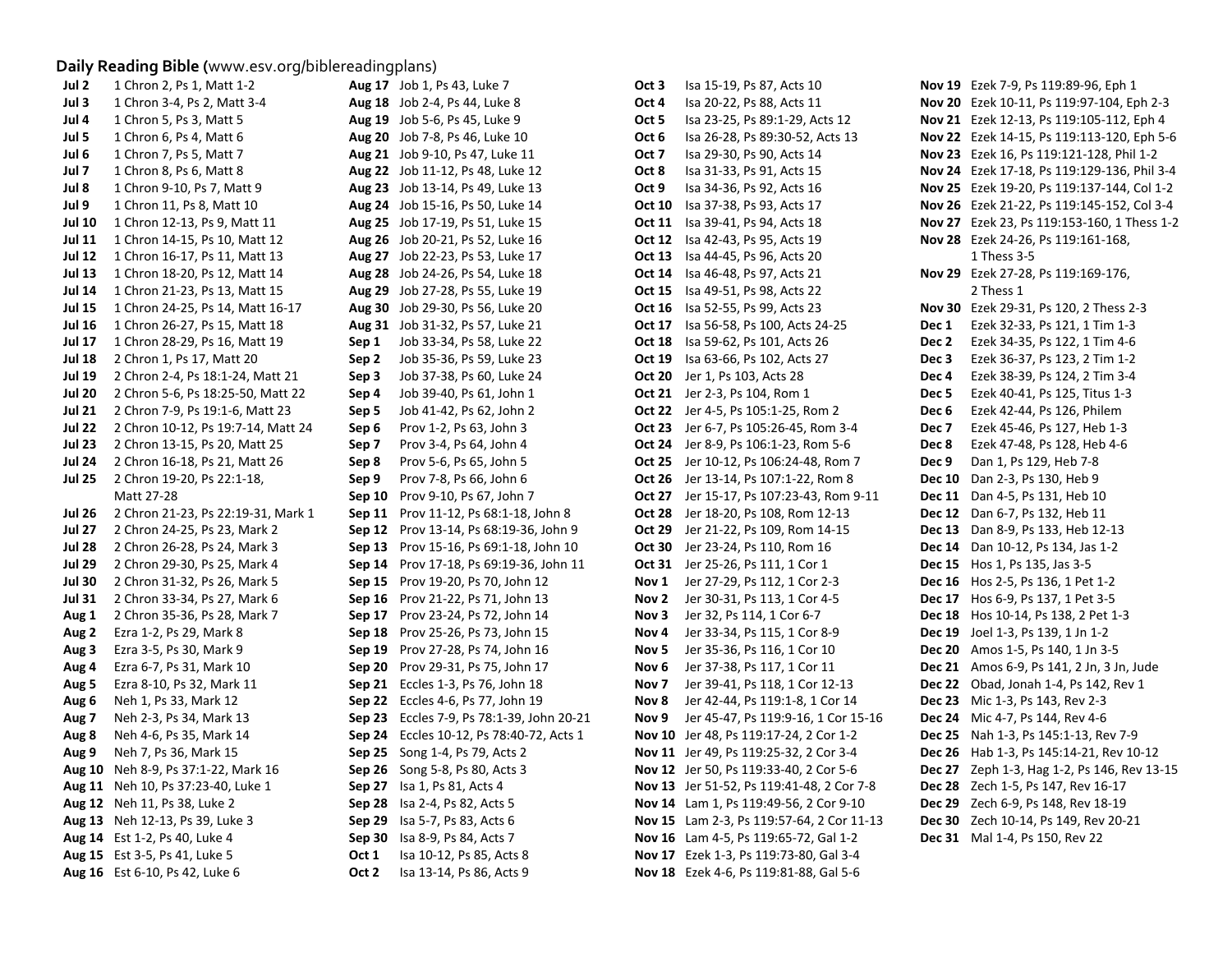**Daily Reading Bible** (www.esv.org/biblereadingplans)

| | |
|---|---|
| **Jul 2** | 1 Chron 2, Ps 1, Matt 1-2 |
| **Jul 3** | 1 Chron 3-4, Ps 2, Matt 3-4 |
| **Jul 4** | 1 Chron 5, Ps 3, Matt 5 |
| **Jul 5** | 1 Chron 6, Ps 4, Matt 6 |
| **Jul 6** | 1 Chron 7, Ps 5, Matt 7 |
| **Jul 7** | 1 Chron 8, Ps 6, Matt 8 |
| **Jul 8** | 1 Chron 9-10, Ps 7, Matt 9 |
| **Jul 9** | 1 Chron 11, Ps 8, Matt 10 |
| **Jul 10** | 1 Chron 12-13, Ps 9, Matt 11 |
| **Jul 11** | 1 Chron 14-15, Ps 10, Matt 12 |
| **Jul 12** | 1 Chron 16-17, Ps 11, Matt 13 |
| **Jul 13** | 1 Chron 18-20, Ps 12, Matt 14 |
| **Jul 14** | 1 Chron 21-23, Ps 13, Matt 15 |
| **Jul 15** | 1 Chron 24-25, Ps 14, Matt 16-17 |
| **Jul 16** | 1 Chron 26-27, Ps 15, Matt 18 |
| **Jul 17** | 1 Chron 28-29, Ps 16, Matt 19 |
| **Jul 18** | 2 Chron 1, Ps 17, Matt 20 |
| **Jul 19** | 2 Chron 2-4, Ps 18:1-24, Matt 21 |
| **Jul 20** | 2 Chron 5-6, Ps 18:25-50, Matt 22 |
| **Jul 21** | 2 Chron 7-9, Ps 19:1-6, Matt 23 |
| **Jul 22** | 2 Chron 10-12, Ps 19:7-14, Matt 24 |
| **Jul 23** | 2 Chron 13-15, Ps 20, Matt 25 |
| **Jul 24** | 2 Chron 16-18, Ps 21, Matt 26 |
| **Jul 25** | 2 Chron 19-20, Ps 22:1-18, Matt 27-28 |
| **Jul 26** | 2 Chron 21-23, Ps 22:19-31, Mark 1 |
| **Jul 27** | 2 Chron 24-25, Ps 23, Mark 2 |
| **Jul 28** | 2 Chron 26-28, Ps 24, Mark 3 |
| **Jul 29** | 2 Chron 29-30, Ps 25, Mark 4 |
| **Jul 30** | 2 Chron 31-32, Ps 26, Mark 5 |
| **Jul 31** | 2 Chron 33-34, Ps 27, Mark 6 |
| **Aug 1** | 2 Chron 35-36, Ps 28, Mark 7 |
| **Aug 2** | Ezra 1-2, Ps 29, Mark 8 |
| **Aug 3** | Ezra 3-5, Ps 30, Mark 9 |
| **Aug 4** | Ezra 6-7, Ps 31, Mark 10 |
| **Aug 5** | Ezra 8-10, Ps 32, Mark 11 |
| **Aug 6** | Neh 1, Ps 33, Mark 12 |
| **Aug 7** | Neh 2-3, Ps 34, Mark 13 |
| **Aug 8** | Neh 4-6, Ps 35, Mark 14 |
| **Aug 9** | Neh 7, Ps 36, Mark 15 |
| **Aug 10** | Neh 8-9, Ps 37:1-22, Mark 16 |
| **Aug 11** | Neh 10, Ps 37:23-40, Luke 1 |
| **Aug 12** | Neh 11, Ps 38, Luke 2 |
| **Aug 13** | Neh 12-13, Ps 39, Luke 3 |
| **Aug 14** | Est 1-2, Ps 40, Luke 4 |
| **Aug 15** | Est 3-5, Ps 41, Luke 5 |
| **Aug 16** | Est 6-10, Ps 42, Luke 6 |
| **Aug 17** | Job 1, Ps 43, Luke 7 |
| **Aug 18** | Job 2-4, Ps 44, Luke 8 |
| **Aug 19** | Job 5-6, Ps 45, Luke 9 |
| **Aug 20** | Job 7-8, Ps 46, Luke 10 |
| **Aug 21** | Job 9-10, Ps 47, Luke 11 |
| **Aug 22** | Job 11-12, Ps 48, Luke 12 |
| **Aug 23** | Job 13-14, Ps 49, Luke 13 |
| **Aug 24** | Job 15-16, Ps 50, Luke 14 |
| **Aug 25** | Job 17-19, Ps 51, Luke 15 |
| **Aug 26** | Job 20-21, Ps 52, Luke 16 |
| **Aug 27** | Job 22-23, Ps 53, Luke 17 |
| **Aug 28** | Job 24-26, Ps 54, Luke 18 |
| **Aug 29** | Job 27-28, Ps 55, Luke 19 |
| **Aug 30** | Job 29-30, Ps 56, Luke 20 |
| **Aug 31** | Job 31-32, Ps 57, Luke 21 |
| **Sep 1** | Job 33-34, Ps 58, Luke 22 |
| **Sep 2** | Job 35-36, Ps 59, Luke 23 |
| **Sep 3** | Job 37-38, Ps 60, Luke 24 |
| **Sep 4** | Job 39-40, Ps 61, John 1 |
| **Sep 5** | Job 41-42, Ps 62, John 2 |
| **Sep 6** | Prov 1-2, Ps 63, John 3 |
| **Sep 7** | Prov 3-4, Ps 64, John 4 |
| **Sep 8** | Prov 5-6, Ps 65, John 5 |
| **Sep 9** | Prov 7-8, Ps 66, John 6 |
| **Sep 10** | Prov 9-10, Ps 67, John 7 |
| **Sep 11** | Prov 11-12, Ps 68:1-18, John 8 |
| **Sep 12** | Prov 13-14, Ps 68:19-36, John 9 |
| **Sep 13** | Prov 15-16, Ps 69:1-18, John 10 |
| **Sep 14** | Prov 17-18, Ps 69:19-36, John 11 |
| **Sep 15** | Prov 19-20, Ps 70, John 12 |
| **Sep 16** | Prov 21-22, Ps 71, John 13 |
| **Sep 17** | Prov 23-24, Ps 72, John 14 |
| **Sep 18** | Prov 25-26, Ps 73, John 15 |
| **Sep 19** | Prov 27-28, Ps 74, John 16 |
| **Sep 20** | Prov 29-31, Ps 75, John 17 |
| **Sep 21** | Eccles 1-3, Ps 76, John 18 |
| **Sep 22** | Eccles 4-6, Ps 77, John 19 |
| **Sep 23** | Eccles 7-9, Ps 78:1-39, John 20-21 |
| **Sep 24** | Eccles 10-12, Ps 78:40-72, Acts 1 |
| **Sep 25** | Song 1-4, Ps 79, Acts 2 |
| **Sep 26** | Song 5-8, Ps 80, Acts 3 |
| **Sep 27** | Isa 1, Ps 81, Acts 4 |
| **Sep 28** | Isa 2-4, Ps 82, Acts 5 |
| **Sep 29** | Isa 5-7, Ps 83, Acts 6 |
| **Sep 30** | Isa 8-9, Ps 84, Acts 7 |
| **Oct 1** | Isa 10-12, Ps 85, Acts 8 |
| **Oct 2** | Isa 13-14, Ps 86, Acts 9 |
| **Oct 3** | Isa 15-19, Ps 87, Acts 10 |
| **Oct 4** | Isa 20-22, Ps 88, Acts 11 |
| **Oct 5** | Isa 23-25, Ps 89:1-29, Acts 12 |
| **Oct 6** | Isa 26-28, Ps 89:30-52, Acts 13 |
| **Oct 7** | Isa 29-30, Ps 90, Acts 14 |
| **Oct 8** | Isa 31-33, Ps 91, Acts 15 |
| **Oct 9** | Isa 34-36, Ps 92, Acts 16 |
| **Oct 10** | Isa 37-38, Ps 93, Acts 17 |
| **Oct 11** | Isa 39-41, Ps 94, Acts 18 |
| **Oct 12** | Isa 42-43, Ps 95, Acts 19 |
| **Oct 13** | Isa 44-45, Ps 96, Acts 20 |
| **Oct 14** | Isa 46-48, Ps 97, Acts 21 |
| **Oct 15** | Isa 49-51, Ps 98, Acts 22 |
| **Oct 16** | Isa 52-55, Ps 99, Acts 23 |
| **Oct 17** | Isa 56-58, Ps 100, Acts 24-25 |
| **Oct 18** | Isa 59-62, Ps 101, Acts 26 |
| **Oct 19** | Isa 63-66, Ps 102, Acts 27 |
| **Oct 20** | Jer 1, Ps 103, Acts 28 |
| **Oct 21** | Jer 2-3, Ps 104, Rom 1 |
| **Oct 22** | Jer 4-5, Ps 105:1-25, Rom 2 |
| **Oct 23** | Jer 6-7, Ps 105:26-45, Rom 3-4 |
| **Oct 24** | Jer 8-9, Ps 106:1-23, Rom 5-6 |
| **Oct 25** | Jer 10-12, Ps 106:24-48, Rom 7 |
| **Oct 26** | Jer 13-14, Ps 107:1-22, Rom 8 |
| **Oct 27** | Jer 15-17, Ps 107:23-43, Rom 9-11 |
| **Oct 28** | Jer 18-20, Ps 108, Rom 12-13 |
| **Oct 29** | Jer 21-22, Ps 109, Rom 14-15 |
| **Oct 30** | Jer 23-24, Ps 110, Rom 16 |
| **Oct 31** | Jer 25-26, Ps 111, 1 Cor 1 |
| **Nov 1** | Jer 27-29, Ps 112, 1 Cor 2-3 |
| **Nov 2** | Jer 30-31, Ps 113, 1 Cor 4-5 |
| **Nov 3** | Jer 32, Ps 114, 1 Cor 6-7 |
| **Nov 4** | Jer 33-34, Ps 115, 1 Cor 8-9 |
| **Nov 5** | Jer 35-36, Ps 116, 1 Cor 10 |
| **Nov 6** | Jer 37-38, Ps 117, 1 Cor 11 |
| **Nov 7** | Jer 39-41, Ps 118, 1 Cor 12-13 |
| **Nov 8** | Jer 42-44, Ps 119:1-8, 1 Cor 14 |
| **Nov 9** | Jer 45-47, Ps 119:9-16, 1 Cor 15-16 |
| **Nov 10** | Jer 48, Ps 119:17-24, 2 Cor 1-2 |
| **Nov 11** | Jer 49, Ps 119:25-32, 2 Cor 3-4 |
| **Nov 12** | Jer 50, Ps 119:33-40, 2 Cor 5-6 |
| **Nov 13** | Jer 51-52, Ps 119:41-48, 2 Cor 7-8 |
| **Nov 14** | Lam 1, Ps 119:49-56, 2 Cor 9-10 |
| **Nov 15** | Lam 2-3, Ps 119:57-64, 2 Cor 11-13 |
| **Nov 16** | Lam 4-5, Ps 119:65-72, Gal 1-2 |
| **Nov 17** | Ezek 1-3, Ps 119:73-80, Gal 3-4 |
| **Nov 18** | Ezek 4-6, Ps 119:81-88, Gal 5-6 |
| **Nov 19** | Ezek 7-9, Ps 119:89-96, Eph 1 |
| **Nov 20** | Ezek 10-11, Ps 119:97-104, Eph 2-3 |
| **Nov 21** | Ezek 12-13, Ps 119:105-112, Eph 4 |
| **Nov 22** | Ezek 14-15, Ps 119:113-120, Eph 5-6 |
| **Nov 23** | Ezek 16, Ps 119:121-128, Phil 1-2 |
| **Nov 24** | Ezek 17-18, Ps 119:129-136, Phil 3-4 |
| **Nov 25** | Ezek 19-20, Ps 119:137-144, Col 1-2 |
| **Nov 26** | Ezek 21-22, Ps 119:145-152, Col 3-4 |
| **Nov 27** | Ezek 23, Ps 119:153-160, 1 Thess 1-2 |
| **Nov 28** | Ezek 24-26, Ps 119:161-168, 1 Thess 3-5 |
| **Nov 29** | Ezek 27-28, Ps 119:169-176, 2 Thess 1 |
| **Nov 30** | Ezek 29-31, Ps 120, 2 Thess 2-3 |
| **Dec 1** | Ezek 32-33, Ps 121, 1 Tim 1-3 |
| **Dec 2** | Ezek 34-35, Ps 122, 1 Tim 4-6 |
| **Dec 3** | Ezek 36-37, Ps 123, 2 Tim 1-2 |
| **Dec 4** | Ezek 38-39, Ps 124, 2 Tim 3-4 |
| **Dec 5** | Ezek 40-41, Ps 125, Titus 1-3 |
| **Dec 6** | Ezek 42-44, Ps 126, Philem |
| **Dec 7** | Ezek 45-46, Ps 127, Heb 1-3 |
| **Dec 8** | Ezek 47-48, Ps 128, Heb 4-6 |
| **Dec 9** | Dan 1, Ps 129, Heb 7-8 |
| **Dec 10** | Dan 2-3, Ps 130, Heb 9 |
| **Dec 11** | Dan 4-5, Ps 131, Heb 10 |
| **Dec 12** | Dan 6-7, Ps 132, Heb 11 |
| **Dec 13** | Dan 8-9, Ps 133, Heb 12-13 |
| **Dec 14** | Dan 10-12, Ps 134, Jas 1-2 |
| **Dec 15** | Hos 1, Ps 135, Jas 3-5 |
| **Dec 16** | Hos 2-5, Ps 136, 1 Pet 1-2 |
| **Dec 17** | Hos 6-9, Ps 137, 1 Pet 3-5 |
| **Dec 18** | Hos 10-14, Ps 138, 2 Pet 1-3 |
| **Dec 19** | Joel 1-3, Ps 139, 1 Jn 1-2 |
| **Dec 20** | Amos 1-5, Ps 140, 1 Jn 3-5 |
| **Dec 21** | Amos 6-9, Ps 141, 2 Jn, 3 Jn, Jude |
| **Dec 22** | Obad, Jonah 1-4, Ps 142, Rev 1 |
| **Dec 23** | Mic 1-3, Ps 143, Rev 2-3 |
| **Dec 24** | Mic 4-7, Ps 144, Rev 4-6 |
| **Dec 25** | Nah 1-3, Ps 145:1-13, Rev 7-9 |
| **Dec 26** | Hab 1-3, Ps 145:14-21, Rev 10-12 |
| **Dec 27** | Zeph 1-3, Hag 1-2, Ps 146, Rev 13-15 |
| **Dec 28** | Zech 1-5, Ps 147, Rev 16-17 |
| **Dec 29** | Zech 6-9, Ps 148, Rev 18-19 |
| **Dec 30** | Zech 10-14, Ps 149, Rev 20-21 |
| **Dec 31** | Mal 1-4, Ps 150, Rev 22 |